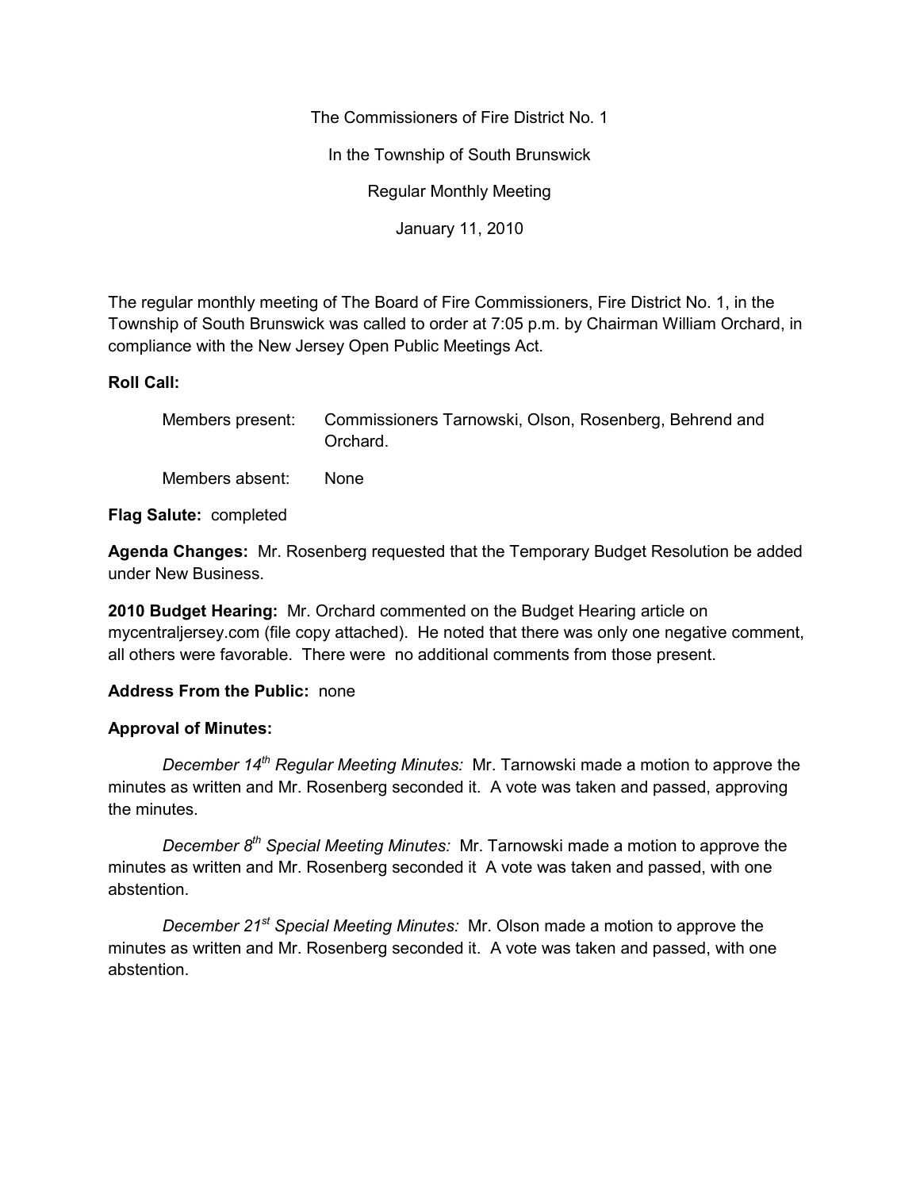The Commissioners of Fire District No. 1

In the Township of South Brunswick

Regular Monthly Meeting

January 11, 2010

The regular monthly meeting of The Board of Fire Commissioners, Fire District No. 1, in the Township of South Brunswick was called to order at 7:05 p.m. by Chairman William Orchard, in compliance with the New Jersey Open Public Meetings Act.

**Roll Call:**

Members present: Commissioners Tarnowski, Olson, Rosenberg, Behrend and Orchard.

Members absent: None

**Flag Salute:** completed

**Agenda Changes:** Mr. Rosenberg requested that the Temporary Budget Resolution be added under New Business.

**2010 Budget Hearing:** Mr. Orchard commented on the Budget Hearing article on mycentraljersey.com (file copy attached). He noted that there was only one negative comment, all others were favorable. There were no additional comments from those present.

**Address From the Public:** none

**Approval of Minutes:**

*December 14th Regular Meeting Minutes:* Mr. Tarnowski made a motion to approve the minutes as written and Mr. Rosenberg seconded it. A vote was taken and passed, approving the minutes.

*December 8th Special Meeting Minutes:* Mr. Tarnowski made a motion to approve the minutes as written and Mr. Rosenberg seconded it A vote was taken and passed, with one abstention.

*December 21st Special Meeting Minutes:* Mr. Olson made a motion to approve the minutes as written and Mr. Rosenberg seconded it. A vote was taken and passed, with one abstention.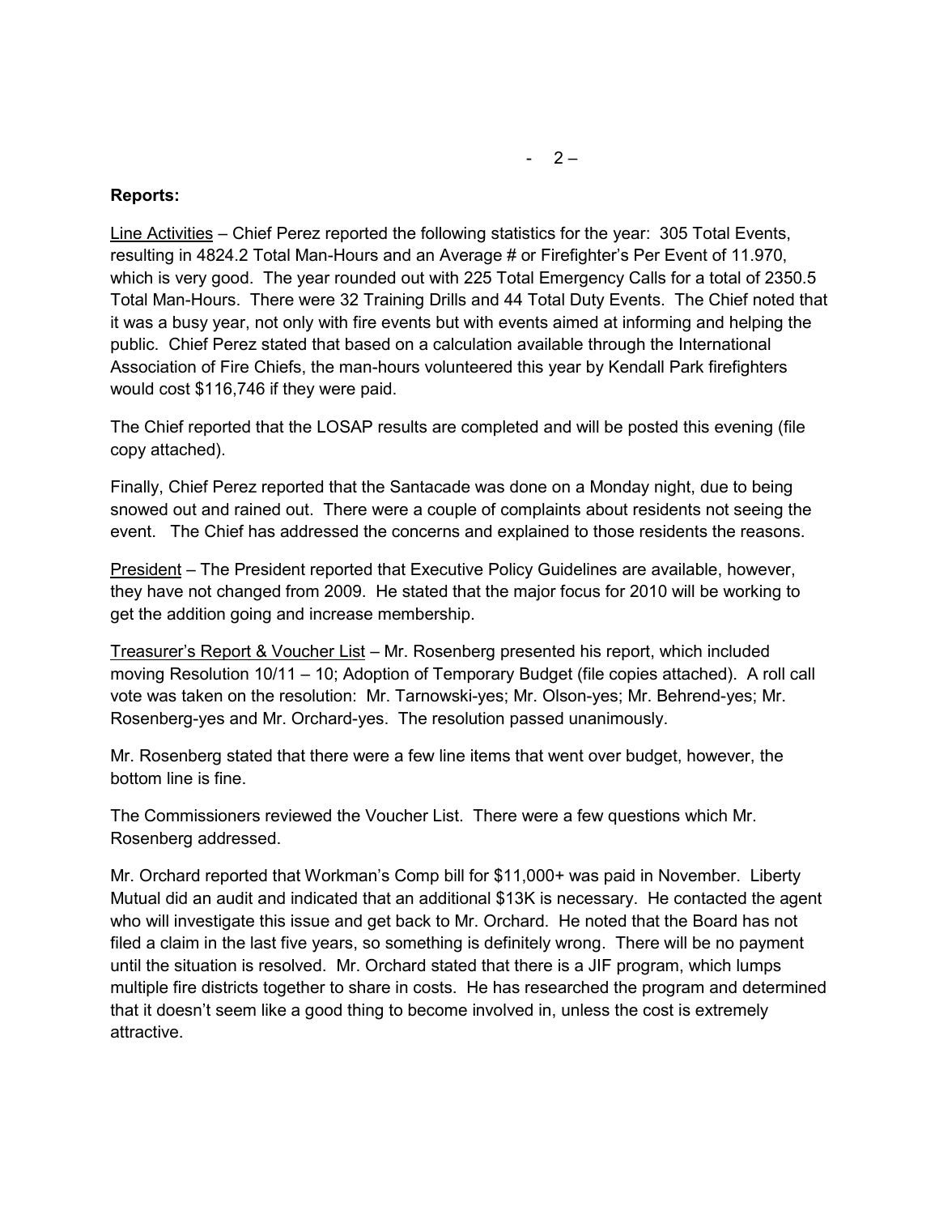**Reports:**

Line Activities – Chief Perez reported the following statistics for the year: 305 Total Events, resulting in 4824.2 Total Man-Hours and an Average # or Firefighter's Per Event of 11.970, which is very good. The year rounded out with 225 Total Emergency Calls for a total of 2350.5 Total Man-Hours. There were 32 Training Drills and 44 Total Duty Events. The Chief noted that it was a busy year, not only with fire events but with events aimed at informing and helping the public. Chief Perez stated that based on a calculation available through the International Association of Fire Chiefs, the man-hours volunteered this year by Kendall Park firefighters would cost $116,746 if they were paid.

The Chief reported that the LOSAP results are completed and will be posted this evening (file copy attached).

Finally, Chief Perez reported that the Santacade was done on a Monday night, due to being snowed out and rained out. There were a couple of complaints about residents not seeing the event. The Chief has addressed the concerns and explained to those residents the reasons.

President – The President reported that Executive Policy Guidelines are available, however, they have not changed from 2009. He stated that the major focus for 2010 will be working to get the addition going and increase membership.

Treasurer's Report & Voucher List – Mr. Rosenberg presented his report, which included moving Resolution 10/11 – 10; Adoption of Temporary Budget (file copies attached). A roll call vote was taken on the resolution: Mr. Tarnowski-yes; Mr. Olson-yes; Mr. Behrend-yes; Mr. Rosenberg-yes and Mr. Orchard-yes. The resolution passed unanimously.

Mr. Rosenberg stated that there were a few line items that went over budget, however, the bottom line is fine.

The Commissioners reviewed the Voucher List. There were a few questions which Mr. Rosenberg addressed.

Mr. Orchard reported that Workman's Comp bill for $11,000+ was paid in November. Liberty Mutual did an audit and indicated that an additional $13K is necessary. He contacted the agent who will investigate this issue and get back to Mr. Orchard. He noted that the Board has not filed a claim in the last five years, so something is definitely wrong. There will be no payment until the situation is resolved. Mr. Orchard stated that there is a JIF program, which lumps multiple fire districts together to share in costs. He has researched the program and determined that it doesn't seem like a good thing to become involved in, unless the cost is extremely attractive.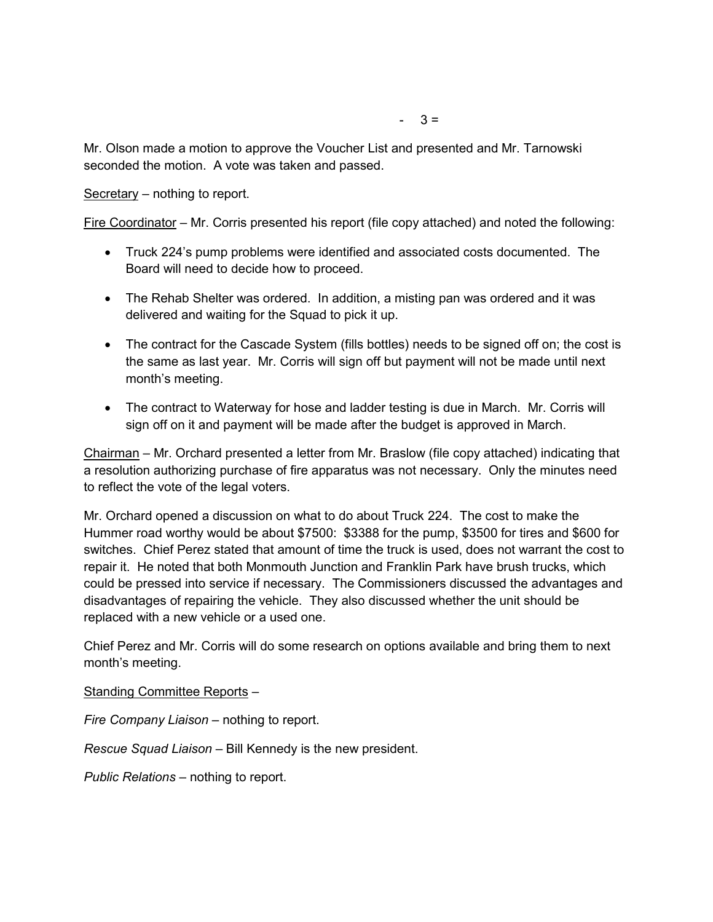Mr. Olson made a motion to approve the Voucher List and presented and Mr. Tarnowski seconded the motion. A vote was taken and passed.

Secretary – nothing to report.

Fire Coordinator – Mr. Corris presented his report (file copy attached) and noted the following:

- Truck 224's pump problems were identified and associated costs documented. The Board will need to decide how to proceed.
- The Rehab Shelter was ordered. In addition, a misting pan was ordered and it was delivered and waiting for the Squad to pick it up.
- The contract for the Cascade System (fills bottles) needs to be signed off on; the cost is the same as last year. Mr. Corris will sign off but payment will not be made until next month's meeting.
- The contract to Waterway for hose and ladder testing is due in March. Mr. Corris will sign off on it and payment will be made after the budget is approved in March.

Chairman – Mr. Orchard presented a letter from Mr. Braslow (file copy attached) indicating that a resolution authorizing purchase of fire apparatus was not necessary. Only the minutes need to reflect the vote of the legal voters.

Mr. Orchard opened a discussion on what to do about Truck 224. The cost to make the Hummer road worthy would be about $7500: $3388 for the pump, $3500 for tires and $600 for switches. Chief Perez stated that amount of time the truck is used, does not warrant the cost to repair it. He noted that both Monmouth Junction and Franklin Park have brush trucks, which could be pressed into service if necessary. The Commissioners discussed the advantages and disadvantages of repairing the vehicle. They also discussed whether the unit should be replaced with a new vehicle or a used one.

Chief Perez and Mr. Corris will do some research on options available and bring them to next month's meeting.

Standing Committee Reports –

*Fire Company Liaison* – nothing to report.

*Rescue Squad Liaison* – Bill Kennedy is the new president.

*Public Relations* – nothing to report.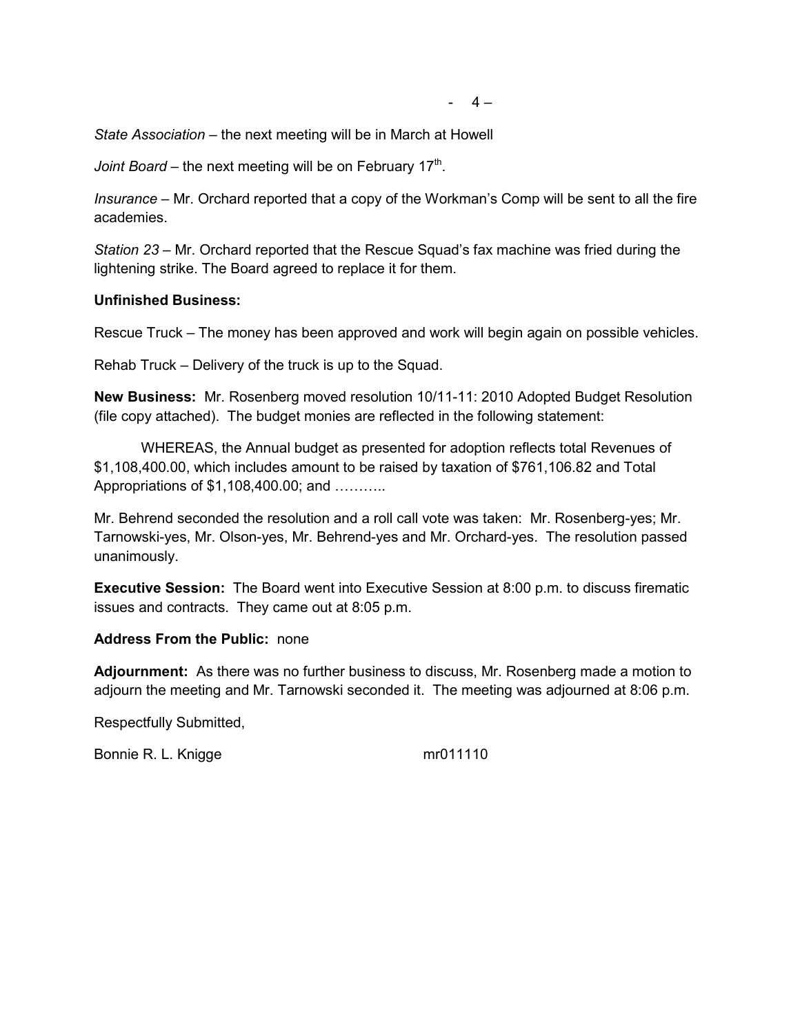*State Association* – the next meeting will be in March at Howell

*Joint Board* – the next meeting will be on February 17th.

*Insurance* – Mr. Orchard reported that a copy of the Workman's Comp will be sent to all the fire academies.

*Station 23* – Mr. Orchard reported that the Rescue Squad's fax machine was fried during the lightening strike. The Board agreed to replace it for them.

**Unfinished Business:**

Rescue Truck – The money has been approved and work will begin again on possible vehicles.

Rehab Truck – Delivery of the truck is up to the Squad.

**New Business:** Mr. Rosenberg moved resolution 10/11-11: 2010 Adopted Budget Resolution (file copy attached). The budget monies are reflected in the following statement:

WHEREAS, the Annual budget as presented for adoption reflects total Revenues of $1,108,400.00, which includes amount to be raised by taxation of $761,106.82 and Total Appropriations of $1,108,400.00; and ………..

Mr. Behrend seconded the resolution and a roll call vote was taken: Mr. Rosenberg-yes; Mr. Tarnowski-yes, Mr. Olson-yes, Mr. Behrend-yes and Mr. Orchard-yes. The resolution passed unanimously.

**Executive Session:** The Board went into Executive Session at 8:00 p.m. to discuss firematic issues and contracts. They came out at 8:05 p.m.

**Address From the Public:** none

**Adjournment:** As there was no further business to discuss, Mr. Rosenberg made a motion to adjourn the meeting and Mr. Tarnowski seconded it. The meeting was adjourned at 8:06 p.m.

Respectfully Submitted,

Bonnie R. L. Knigge mr011110